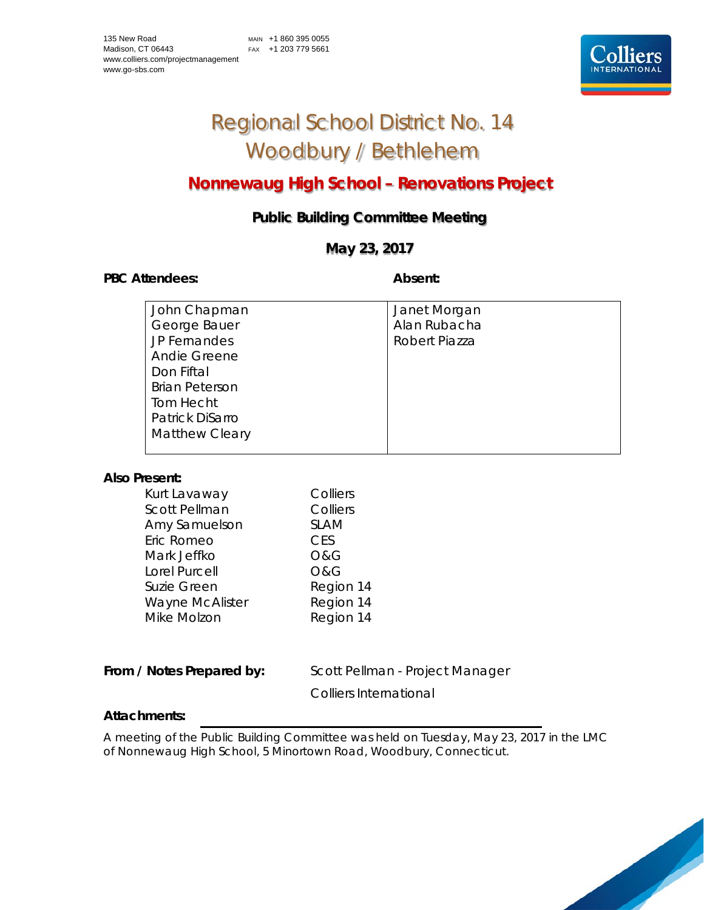135 New Road
Madison, CT 06443
www.colliers.com/projectmanagement
www.go-sbs.com

MAIN +1 860 395 0055
FAX +1 203 779 5661

# Regional School District No. 14
# Woodbury / Bethlehem

## Nonnewaug High School – Renovations Project

### Public Building Committee Meeting

### May 23, 2017

| PBC Attendees: | Absent: |
|---|---|
| John Chapman | Janet Morgan |
| George Bauer | Alan Rubacha |
| JP Fernandes | Robert Piazza |
| Andie Greene | |
| Don Fiftal | |
| Brian Peterson | |
| Tom Hecht | |
| Patrick DiSarro | |
| Matthew Cleary | |

**Also Present:**

| | |
|---|---|
| Kurt Lavaway | Colliers |
| Scott Pellman | Colliers |
| Amy Samuelson | SLAM |
| Eric Romeo | CES |
| Mark Jeffko | O&G |
| Lorel Purcell | O&G |
| Suzie Green | Region 14 |
| Wayne McAlister | Region 14 |
| Mike Molzon | Region 14 |

**From / Notes Prepared by:** Scott Pellman - Project Manager
Colliers International

**Attachments:**

A meeting of the Public Building Committee was held on Tuesday, May 23, 2017 in the LMC of Nonnewaug High School, 5 Minortown Road, Woodbury, Connecticut.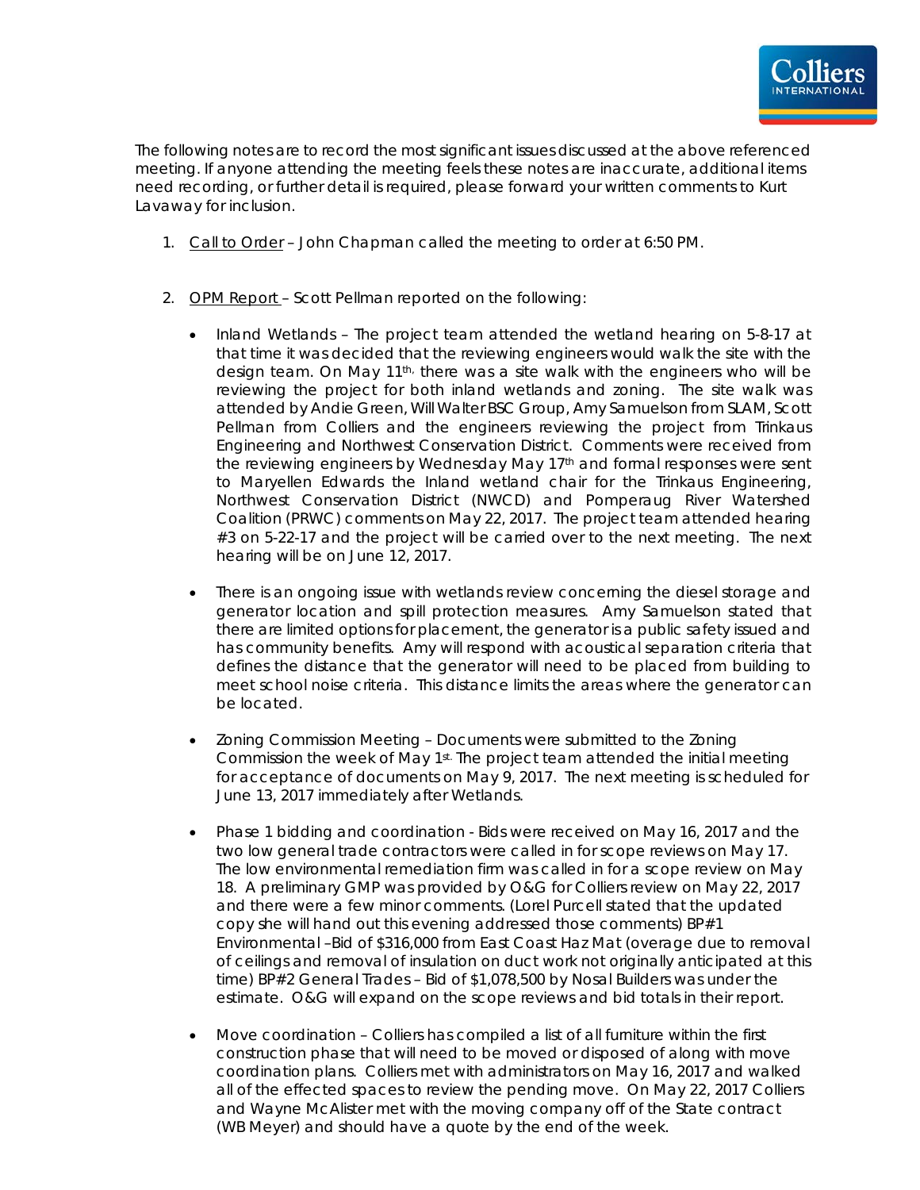The following notes are to record the most significant issues discussed at the above referenced meeting. If anyone attending the meeting feels these notes are inaccurate, additional items need recording, or further detail is required, please forward your written comments to Kurt Lavaway for inclusion.

1. Call to Order – John Chapman called the meeting to order at 6:50 PM.

2. OPM Report – Scott Pellman reported on the following:

   - Inland Wetlands – The project team attended the wetland hearing on 5-8-17 at that time it was decided that the reviewing engineers would walk the site with the design team. On May 11th, there was a site walk with the engineers who will be reviewing the project for both inland wetlands and zoning. The site walk was attended by Andie Green, Will Walter BSC Group, Amy Samuelson from SLAM, Scott Pellman from Colliers and the engineers reviewing the project from Trinkaus Engineering and Northwest Conservation District. Comments were received from the reviewing engineers by Wednesday May 17th and formal responses were sent to Maryellen Edwards the Inland wetland chair for the Trinkaus Engineering, Northwest Conservation District (NWCD) and Pomperaug River Watershed Coalition (PRWC) comments on May 22, 2017. The project team attended hearing #3 on 5-22-17 and the project will be carried over to the next meeting. The next hearing will be on June 12, 2017.

   - There is an ongoing issue with wetlands review concerning the diesel storage and generator location and spill protection measures. Amy Samuelson stated that there are limited options for placement, the generator is a public safety issued and has community benefits. Amy will respond with acoustical separation criteria that defines the distance that the generator will need to be placed from building to meet school noise criteria. This distance limits the areas where the generator can be located.

   - Zoning Commission Meeting – Documents were submitted to the Zoning Commission the week of May 1st. The project team attended the initial meeting for acceptance of documents on May 9, 2017. The next meeting is scheduled for June 13, 2017 immediately after Wetlands.

   - Phase 1 bidding and coordination - Bids were received on May 16, 2017 and the two low general trade contractors were called in for scope reviews on May 17. The low environmental remediation firm was called in for a scope review on May 18. A preliminary GMP was provided by O&G for Colliers review on May 22, 2017 and there were a few minor comments. (Lorel Purcell stated that the updated copy she will hand out this evening addressed those comments) BP#1 Environmental –Bid of $316,000 from East Coast Haz Mat (overage due to removal of ceilings and removal of insulation on duct work not originally anticipated at this time) BP#2 General Trades – Bid of $1,078,500 by Nosal Builders was under the estimate. O&G will expand on the scope reviews and bid totals in their report.

   - Move coordination – Colliers has compiled a list of all furniture within the first construction phase that will need to be moved or disposed of along with move coordination plans. Colliers met with administrators on May 16, 2017 and walked all of the effected spaces to review the pending move. On May 22, 2017 Colliers and Wayne McAlister met with the moving company off of the State contract (WB Meyer) and should have a quote by the end of the week.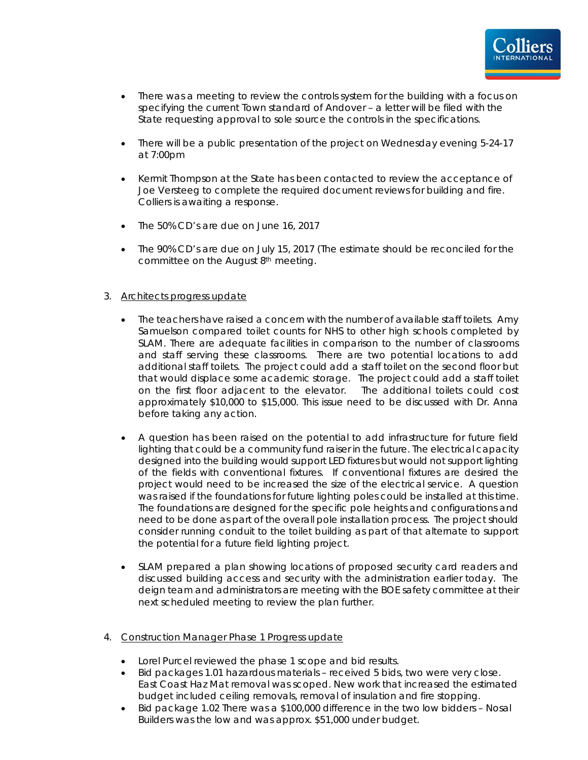- There was a meeting to review the controls system for the building with a focus on specifying the current Town standard of Andover – a letter will be filed with the State requesting approval to sole source the controls in the specifications.

- There will be a public presentation of the project on Wednesday evening 5-24-17 at 7:00pm

- Kermit Thompson at the State has been contacted to review the acceptance of Joe Versteeg to complete the required document reviews for building and fire. Colliers is awaiting a response.

- The 50% CD's are due on June 16, 2017

- The 90% CD's are due on July 15, 2017 (The estimate should be reconciled for the committee on the August 8th meeting.

3. Architects progress update

   - The teachers have raised a concern with the number of available staff toilets. Amy Samuelson compared toilet counts for NHS to other high schools completed by SLAM. There are adequate facilities in comparison to the number of classrooms and staff serving these classrooms. There are two potential locations to add additional staff toilets. The project could add a staff toilet on the second floor but that would displace some academic storage. The project could add a staff toilet on the first floor adjacent to the elevator. The additional toilets could cost approximately $10,000 to $15,000. This issue need to be discussed with Dr. Anna before taking any action.

   - A question has been raised on the potential to add infrastructure for future field lighting that could be a community fund raiser in the future. The electrical capacity designed into the building would support LED fixtures but would not support lighting of the fields with conventional fixtures. If conventional fixtures are desired the project would need to be increased the size of the electrical service. A question was raised if the foundations for future lighting poles could be installed at this time. The foundations are designed for the specific pole heights and configurations and need to be done as part of the overall pole installation process. The project should consider running conduit to the toilet building as part of that alternate to support the potential for a future field lighting project.

   - SLAM prepared a plan showing locations of proposed security card readers and discussed building access and security with the administration earlier today. The deign team and administrators are meeting with the BOE safety committee at their next scheduled meeting to review the plan further.

4. Construction Manager Phase 1 Progress update

   - Lorel Purcel reviewed the phase 1 scope and bid results.
   - Bid packages 1.01 hazardous materials – received 5 bids, two were very close. East Coast Haz Mat removal was scoped. New work that increased the estimated budget included ceiling removals, removal of insulation and fire stopping.
   - Bid package 1.02 There was a $100,000 difference in the two low bidders – Nosal Builders was the low and was approx. $51,000 under budget.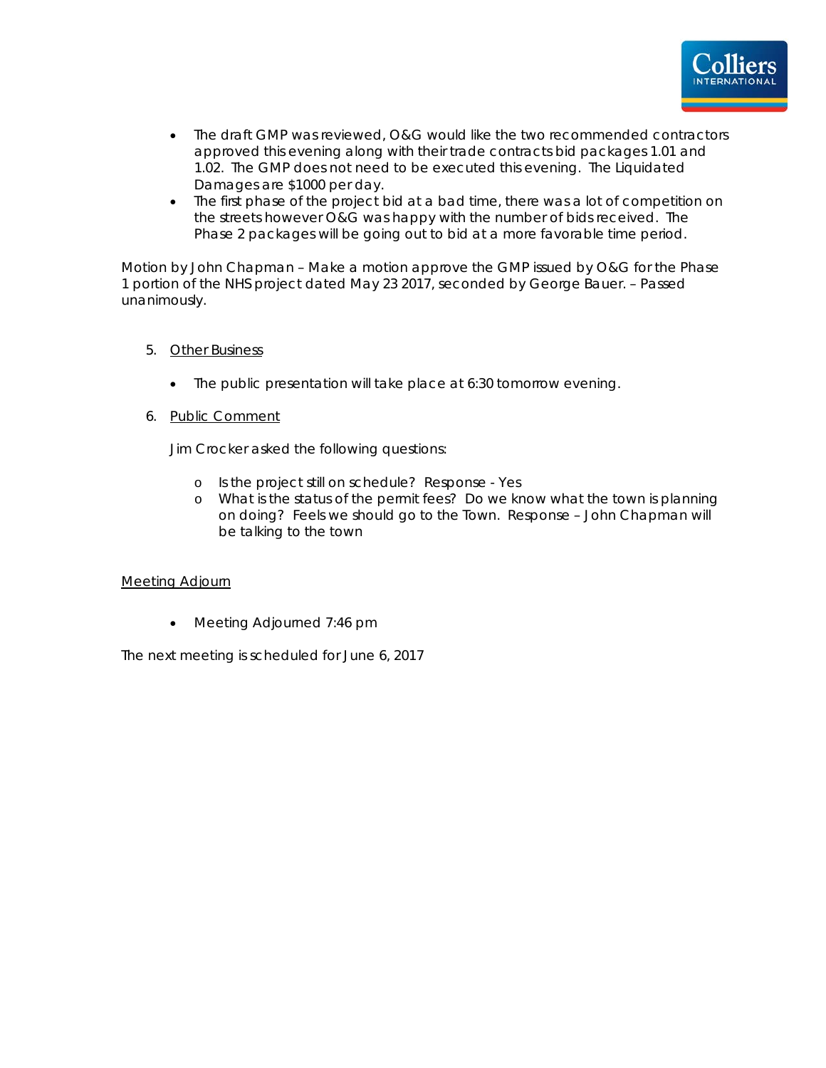- The draft GMP was reviewed, O&G would like the two recommended contractors approved this evening along with their trade contracts bid packages 1.01 and 1.02. The GMP does not need to be executed this evening. The Liquidated Damages are $1000 per day.
- The first phase of the project bid at a bad time, there was a lot of competition on the streets however O&G was happy with the number of bids received. The Phase 2 packages will be going out to bid at a more favorable time period.

Motion by John Chapman – Make a motion approve the GMP issued by O&G for the Phase 1 portion of the NHS project dated May 23 2017, seconded by George Bauer. – Passed unanimously.

5. Other Business

   - The public presentation will take place at 6:30 tomorrow evening.

6. Public Comment

   Jim Crocker asked the following questions:

   - Is the project still on schedule? Response - Yes
   - What is the status of the permit fees? Do we know what the town is planning on doing? Feels we should go to the Town. Response – John Chapman will be talking to the town

Meeting Adjourn

- Meeting Adjourned 7:46 pm

The next meeting is scheduled for June 6, 2017